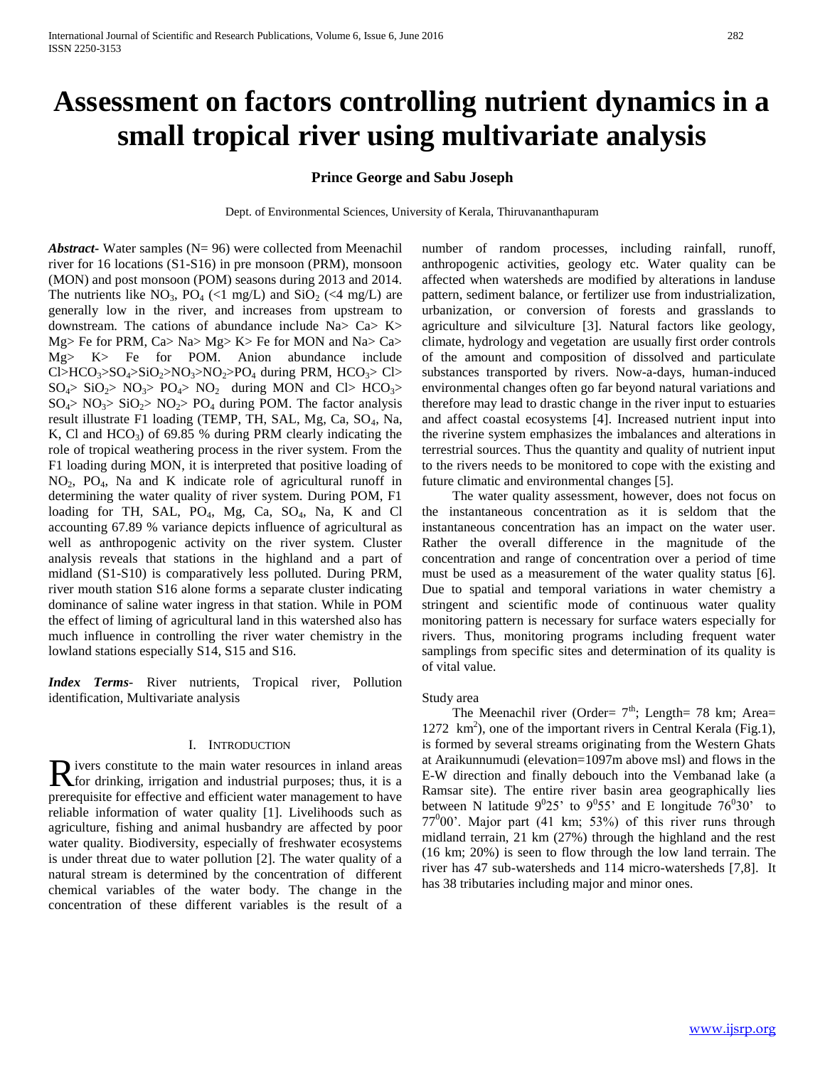# Assessment on factors controlling nutrient dynamics in a small tropical river using multivariate analysis

**Prince George and Sabu Joseph**

Dept. of Environmental Sciences, University of Kerala, Thiruvananthapuram

***Abstract***- Water samples (N= 96) were collected from Meenachil river for 16 locations (S1-S16) in pre monsoon (PRM), monsoon (MON) and post monsoon (POM) seasons during 2013 and 2014. The nutrients like $NO_3$, $PO_4$ (<1 mg/L) and $SiO_2$ (<4 mg/L) are generally low in the river, and increases from upstream to downstream. The cations of abundance include Na> Ca> K> Mg> Fe for PRM, Ca> Na> Mg> K> Fe for MON and Na> Ca> Mg> K> Fe for POM. Anion abundance include Cl>$HCO_3$>$SO_4$>$SiO_2$>$NO_3$>$NO_2$>$PO_4$ during PRM, $HCO_3$> Cl> $SO_4$> $SiO_2$> $NO_3$> $PO_4$> $NO_2$ during MON and Cl> $HCO_3$> $SO_4$> $NO_3$> $SiO_2$> $NO_2$> $PO_4$ during POM. The factor analysis result illustrate F1 loading (TEMP, TH, SAL, Mg, Ca, $SO_4$, Na, K, Cl and $HCO_3$) of 69.85 % during PRM clearly indicating the role of tropical weathering process in the river system. From the F1 loading during MON, it is interpreted that positive loading of $NO_2$, $PO_4$, Na and K indicate role of agricultural runoff in determining the water quality of river system. During POM, F1 loading for TH, SAL, $PO_4$, Mg, Ca, $SO_4$, Na, K and Cl accounting 67.89 % variance depicts influence of agricultural as well as anthropogenic activity on the river system. Cluster analysis reveals that stations in the highland and a part of midland (S1-S10) is comparatively less polluted. During PRM, river mouth station S16 alone forms a separate cluster indicating dominance of saline water ingress in that station. While in POM the effect of liming of agricultural land in this watershed also has much influence in controlling the river water chemistry in the lowland stations especially S14, S15 and S16.

***Index Terms***- River nutrients, Tropical river, Pollution identification, Multivariate analysis

## I. INTRODUCTION

Rivers constitute to the main water resources in inland areas for drinking, irrigation and industrial purposes; thus, it is a prerequisite for effective and efficient water management to have reliable information of water quality [1]. Livelihoods such as agriculture, fishing and animal husbandry are affected by poor water quality. Biodiversity, especially of freshwater ecosystems is under threat due to water pollution [2]. The water quality of a natural stream is determined by the concentration of different chemical variables of the water body. The change in the concentration of these different variables is the result of a number of random processes, including rainfall, runoff, anthropogenic activities, geology etc. Water quality can be affected when watersheds are modified by alterations in landuse pattern, sediment balance, or fertilizer use from industrialization, urbanization, or conversion of forests and grasslands to agriculture and silviculture [3]. Natural factors like geology, climate, hydrology and vegetation are usually first order controls of the amount and composition of dissolved and particulate substances transported by rivers. Now-a-days, human-induced environmental changes often go far beyond natural variations and therefore may lead to drastic change in the river input to estuaries and affect coastal ecosystems [4]. Increased nutrient input into the riverine system emphasizes the imbalances and alterations in terrestrial sources. Thus the quantity and quality of nutrient input to the rivers needs to be monitored to cope with the existing and future climatic and environmental changes [5].

The water quality assessment, however, does not focus on the instantaneous concentration as it is seldom that the instantaneous concentration has an impact on the water user. Rather the overall difference in the magnitude of the concentration and range of concentration over a period of time must be used as a measurement of the water quality status [6]. Due to spatial and temporal variations in water chemistry a stringent and scientific mode of continuous water quality monitoring pattern is necessary for surface waters especially for rivers. Thus, monitoring programs including frequent water samplings from specific sites and determination of its quality is of vital value.

Study area

The Meenachil river (Order= 7th; Length= 78 km; Area= 1272 $km^2$), one of the important rivers in Central Kerala (Fig.1), is formed by several streams originating from the Western Ghats at Araikunnumudi (elevation=1097m above msl) and flows in the E-W direction and finally debouch into the Vembanad lake (a Ramsar site). The entire river basin area geographically lies between N latitude $9^0 25'$ to $9^0 55'$ and E longitude $76^0 30'$ to $77^0 00'$. Major part (41 km; 53%) of this river runs through midland terrain, 21 km (27%) through the highland and the rest (16 km; 20%) is seen to flow through the low land terrain. The river has 47 sub-watersheds and 114 micro-watersheds [7,8]. It has 38 tributaries including major and minor ones.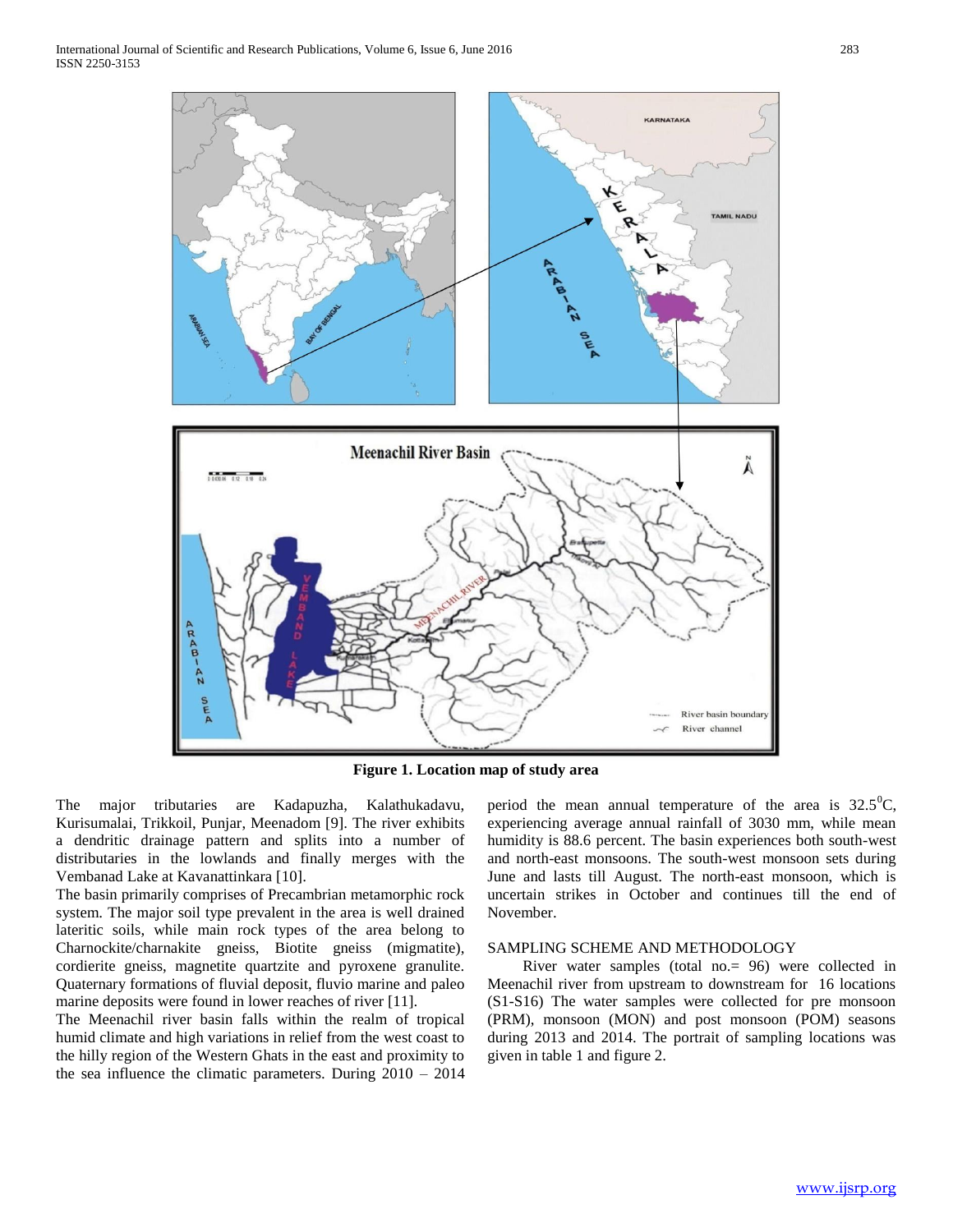**Figure 1. Location map of study area**

The major tributaries are Kadapuzha, Kalathukadavu, Kurisumalai, Trikkoil, Punjar, Meenadom [9]. The river exhibits a dendritic drainage pattern and splits into a number of distributaries in the lowlands and finally merges with the Vembanad Lake at Kavanattinkara [10].

The basin primarily comprises of Precambrian metamorphic rock system. The major soil type prevalent in the area is well drained lateritic soils, while main rock types of the area belong to Charnockite/charnakite gneiss, Biotite gneiss (migmatite), cordierite gneiss, magnetite quartzite and pyroxene granulite. Quaternary formations of fluvial deposit, fluvio marine and paleo marine deposits were found in lower reaches of river [11].

The Meenachil river basin falls within the realm of tropical humid climate and high variations in relief from the west coast to the hilly region of the Western Ghats in the east and proximity to the sea influence the climatic parameters. During 2010 – 2014 period the mean annual temperature of the area is $32.5^0$C, experiencing average annual rainfall of 3030 mm, while mean humidity is 88.6 percent. The basin experiences both south-west and north-east monsoons. The south-west monsoon sets during June and lasts till August. The north-east monsoon, which is uncertain strikes in October and continues till the end of November.

## SAMPLING SCHEME AND METHODOLOGY

River water samples (total no.= 96) were collected in Meenachil river from upstream to downstream for 16 locations (S1-S16) The water samples were collected for pre monsoon (PRM), monsoon (MON) and post monsoon (POM) seasons during 2013 and 2014. The portrait of sampling locations was given in table 1 and figure 2.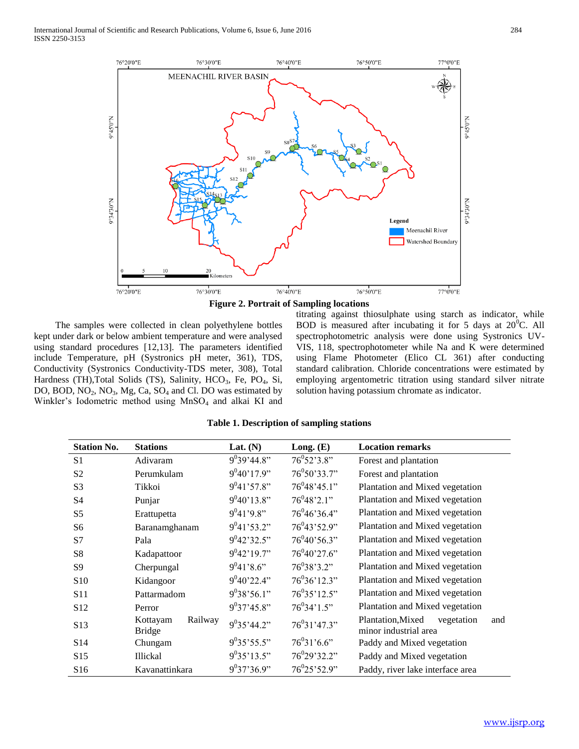Figure 2. Portrait of Sampling locations

The samples were collected in clean polyethylene bottles kept under dark or below ambient temperature and were analysed using standard procedures [12,13]. The parameters identified include Temperature, pH (Systronics pH meter, 361), TDS, Conductivity (Systronics Conductivity-TDS meter, 308), Total Hardness (TH),Total Solids (TS), Salinity, $HCO_3$, Fe, $PO_4$, Si, DO, BOD, $NO_2$, $NO_3$, Mg, Ca, $SO_4$ and Cl. DO was estimated by Winkler's Iodometric method using $MnSO_4$ and alkai KI and titrating against thiosulphate using starch as indicator, while BOD is measured after incubating it for 5 days at $20^0$C. All spectrophotometric analysis were done using Systronics UV-VIS, 118, spectrophotometer while Na and K were determined using Flame Photometer (Elico CL 361) after conducting standard calibration. Chloride concentrations were estimated by employing argentometric titration using standard silver nitrate solution having potassium chromate as indicator.

**Table 1. Description of sampling stations**

| Station No. | Stations | Lat. (N) | Long. (E) | Location remarks |
|---|---|---|---|---|
| S1 | Adivaram | $9^0$39'44.8" | $76^0$52'3.8" | Forest and plantation |
| S2 | Perumkulam | $9^0$40'17.9" | $76^0$50'33.7" | Forest and plantation |
| S3 | Tikkoi | $9^0$41'57.8" | $76^0$48'45.1" | Plantation and Mixed vegetation |
| S4 | Punjar | $9^0$40'13.8" | $76^0$48'2.1" | Plantation and Mixed vegetation |
| S5 | Erattupetta | $9^0$41'9.8" | $76^0$46'36.4" | Plantation and Mixed vegetation |
| S6 | Baranamghanam | $9^0$41'53.2" | $76^0$43'52.9" | Plantation and Mixed vegetation |
| S7 | Pala | $9^0$42'32.5" | $76^0$40'56.3" | Plantation and Mixed vegetation |
| S8 | Kadapattoor | $9^0$42'19.7" | $76^0$40'27.6" | Plantation and Mixed vegetation |
| S9 | Cherpungal | $9^0$41'8.6" | $76^0$38'3.2" | Plantation and Mixed vegetation |
| S10 | Kidangoor | $9^0$40'22.4" | $76^0$36'12.3" | Plantation and Mixed vegetation |
| S11 | Pattarmadom | $9^0$38'56.1" | $76^0$35'12.5" | Plantation and Mixed vegetation |
| S12 | Perror | $9^0$37'45.8" | $76^0$34'1.5" | Plantation and Mixed vegetation |
| S13 | Kottayam Railway Bridge | $9^0$35'44.2" | $76^0$31'47.3" | Plantation,Mixed vegetation and minor industrial area |
| S14 | Chungam | $9^0$35'55.5" | $76^0$31'6.6" | Paddy and Mixed vegetation |
| S15 | Illickal | $9^0$35'13.5" | $76^0$29'32.2" | Paddy and Mixed vegetation |
| S16 | Kavanattinkara | $9^0$37'36.9" | $76^0$25'52.9" | Paddy, river lake interface area |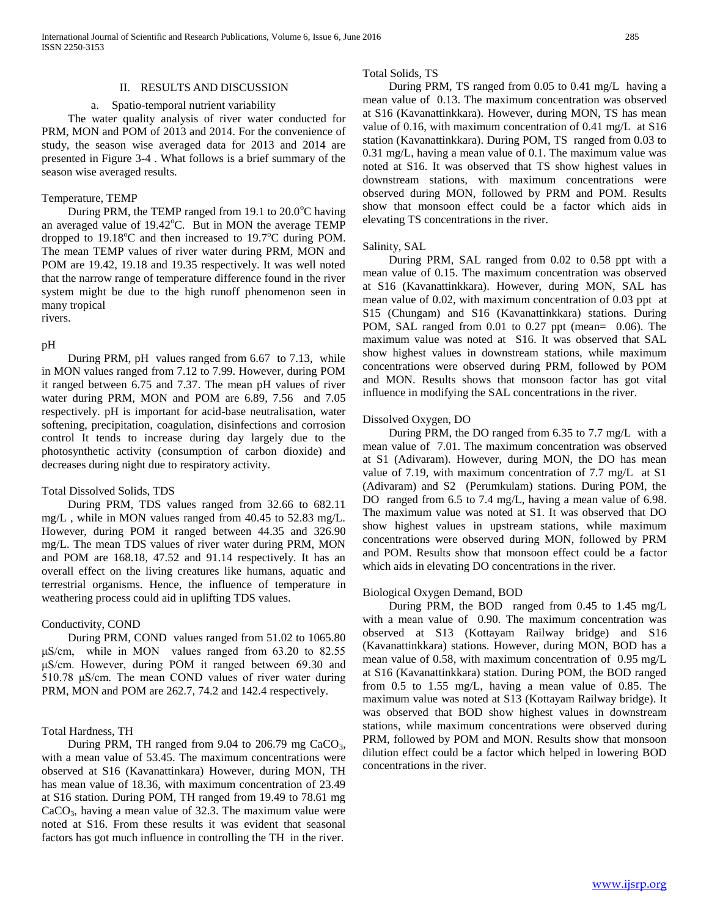## II. RESULTS AND DISCUSSION

### a. Spatio-temporal nutrient variability

The water quality analysis of river water conducted for PRM, MON and POM of 2013 and 2014. For the convenience of study, the season wise averaged data for 2013 and 2014 are presented in Figure 3-4 . What follows is a brief summary of the season wise averaged results.

#### Temperature, TEMP

During PRM, the TEMP ranged from 19.1 to 20.0°C having an averaged value of 19.42°C. But in MON the average TEMP dropped to 19.18°C and then increased to 19.7°C during POM. The mean TEMP values of river water during PRM, MON and POM are 19.42, 19.18 and 19.35 respectively. It was well noted that the narrow range of temperature difference found in the river system might be due to the high runoff phenomenon seen in many tropical rivers.

#### pH

During PRM, pH values ranged from 6.67 to 7.13, while in MON values ranged from 7.12 to 7.99. However, during POM it ranged between 6.75 and 7.37. The mean pH values of river water during PRM, MON and POM are 6.89, 7.56 and 7.05 respectively. pH is important for acid-base neutralisation, water softening, precipitation, coagulation, disinfections and corrosion control It tends to increase during day largely due to the photosynthetic activity (consumption of carbon dioxide) and decreases during night due to respiratory activity.

#### Total Dissolved Solids, TDS

During PRM, TDS values ranged from 32.66 to 682.11 mg/L , while in MON values ranged from 40.45 to 52.83 mg/L. However, during POM it ranged between 44.35 and 326.90 mg/L. The mean TDS values of river water during PRM, MON and POM are 168.18, 47.52 and 91.14 respectively. It has an overall effect on the living creatures like humans, aquatic and terrestrial organisms. Hence, the influence of temperature in weathering process could aid in uplifting TDS values.

#### Conductivity, COND

During PRM, COND values ranged from 51.02 to 1065.80 µS/cm, while in MON values ranged from 63.20 to 82.55 µS/cm. However, during POM it ranged between 69.30 and 510.78 µS/cm. The mean COND values of river water during PRM, MON and POM are 262.7, 74.2 and 142.4 respectively.

#### Total Hardness, TH

During PRM, TH ranged from 9.04 to 206.79 mg $CaCO_3$, with a mean value of 53.45. The maximum concentrations were observed at S16 (Kavanattinkara) However, during MON, TH has mean value of 18.36, with maximum concentration of 23.49 at S16 station. During POM, TH ranged from 19.49 to 78.61 mg $CaCO_3$, having a mean value of 32.3. The maximum value were noted at S16. From these results it was evident that seasonal factors has got much influence in controlling the TH in the river.

#### Total Solids, TS

During PRM, TS ranged from 0.05 to 0.41 mg/L having a mean value of 0.13. The maximum concentration was observed at S16 (Kavanattinkkara). However, during MON, TS has mean value of 0.16, with maximum concentration of 0.41 mg/L at S16 station (Kavanattinkkara). During POM, TS ranged from 0.03 to 0.31 mg/L, having a mean value of 0.1. The maximum value was noted at S16. It was observed that TS show highest values in downstream stations, with maximum concentrations were observed during MON, followed by PRM and POM. Results show that monsoon effect could be a factor which aids in elevating TS concentrations in the river.

#### Salinity, SAL

During PRM, SAL ranged from 0.02 to 0.58 ppt with a mean value of 0.15. The maximum concentration was observed at S16 (Kavanattinkkara). However, during MON, SAL has mean value of 0.02, with maximum concentration of 0.03 ppt at S15 (Chungam) and S16 (Kavanattinkkara) stations. During POM, SAL ranged from 0.01 to 0.27 ppt (mean= 0.06). The maximum value was noted at S16. It was observed that SAL show highest values in downstream stations, while maximum concentrations were observed during PRM, followed by POM and MON. Results shows that monsoon factor has got vital influence in modifying the SAL concentrations in the river.

#### Dissolved Oxygen, DO

During PRM, the DO ranged from 6.35 to 7.7 mg/L with a mean value of 7.01. The maximum concentration was observed at S1 (Adivaram). However, during MON, the DO has mean value of 7.19, with maximum concentration of 7.7 mg/L at S1 (Adivaram) and S2 (Perumkulam) stations. During POM, the DO ranged from 6.5 to 7.4 mg/L, having a mean value of 6.98. The maximum value was noted at S1. It was observed that DO show highest values in upstream stations, while maximum concentrations were observed during MON, followed by PRM and POM. Results show that monsoon effect could be a factor which aids in elevating DO concentrations in the river.

#### Biological Oxygen Demand, BOD

During PRM, the BOD ranged from 0.45 to 1.45 mg/L with a mean value of 0.90. The maximum concentration was observed at S13 (Kottayam Railway bridge) and S16 (Kavanattinkkara) stations. However, during MON, BOD has a mean value of 0.58, with maximum concentration of 0.95 mg/L at S16 (Kavanattinkkara) station. During POM, the BOD ranged from 0.5 to 1.55 mg/L, having a mean value of 0.85. The maximum value was noted at S13 (Kottayam Railway bridge). It was observed that BOD show highest values in downstream stations, while maximum concentrations were observed during PRM, followed by POM and MON. Results show that monsoon dilution effect could be a factor which helped in lowering BOD concentrations in the river.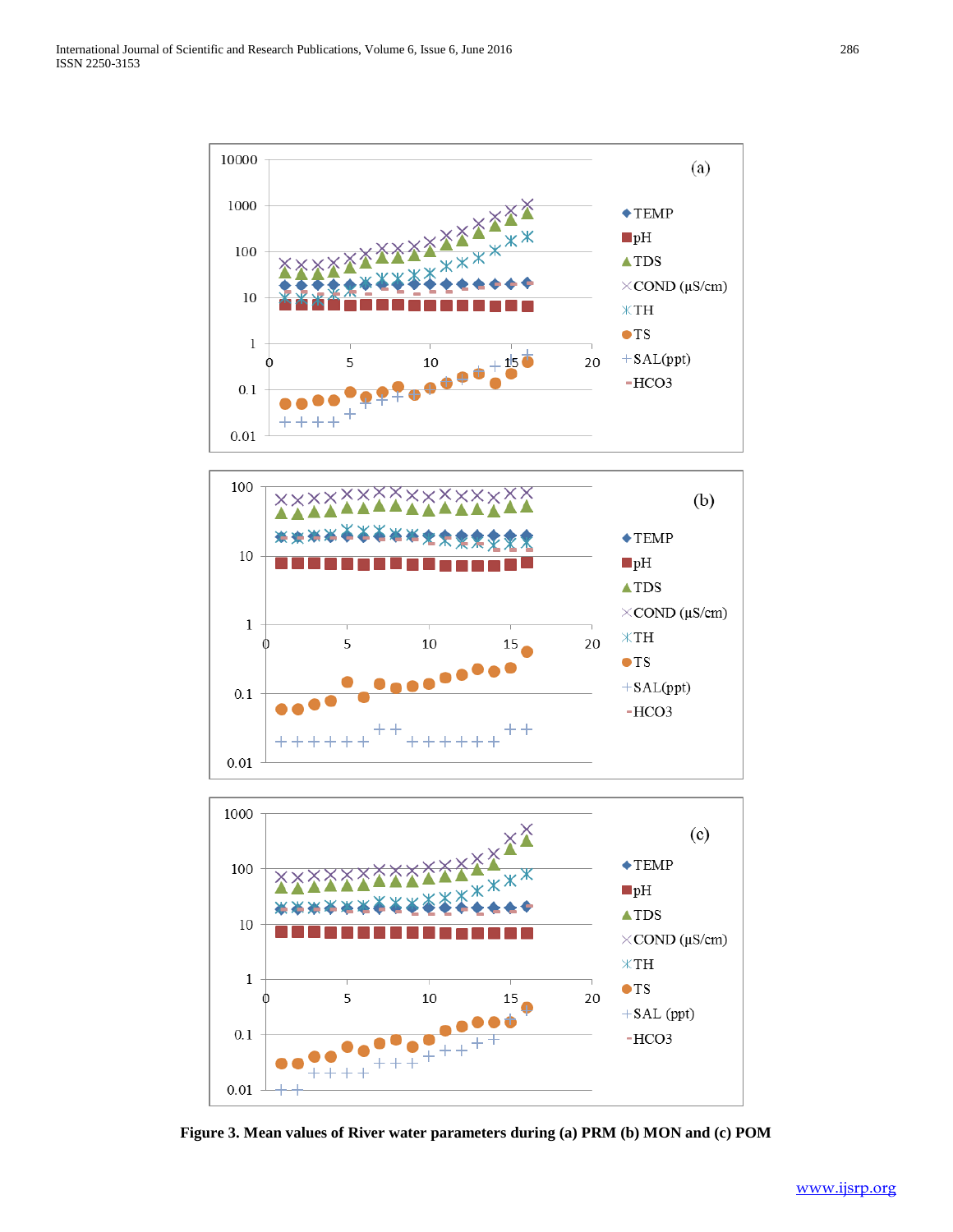**Figure 3. Mean values of River water parameters during (a) PRM (b) MON and (c) POM**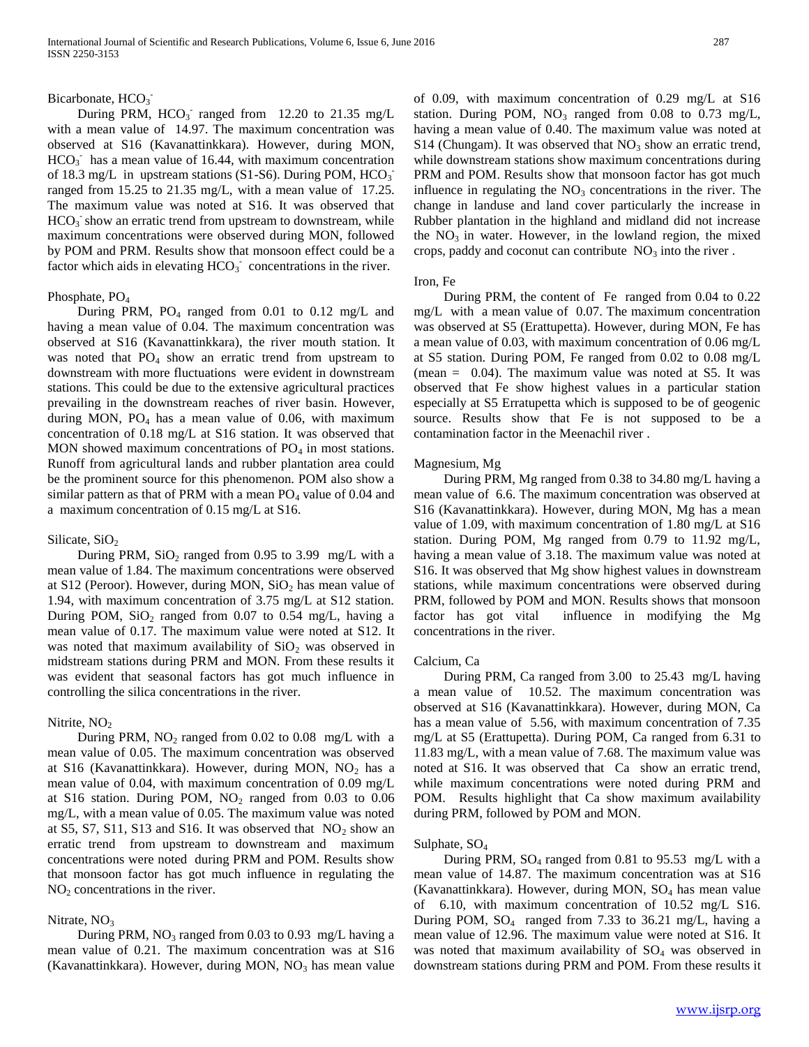### Bicarbonate, $HCO_3^-$

During PRM, $HCO_3^-$ ranged from 12.20 to 21.35 mg/L with a mean value of 14.97. The maximum concentration was observed at S16 (Kavanattinkkara). However, during MON, $HCO_3^-$ has a mean value of 16.44, with maximum concentration of 18.3 mg/L in upstream stations (S1-S6). During POM, $HCO_3^-$ ranged from 15.25 to 21.35 mg/L, with a mean value of 17.25. The maximum value was noted at S16. It was observed that $HCO_3^-$ show an erratic trend from upstream to downstream, while maximum concentrations were observed during MON, followed by POM and PRM. Results show that monsoon effect could be a factor which aids in elevating $HCO_3^-$ concentrations in the river.

### Phosphate, $PO_4$

During PRM, $PO_4$ ranged from 0.01 to 0.12 mg/L and having a mean value of 0.04. The maximum concentration was observed at S16 (Kavanattinkkara), the river mouth station. It was noted that $PO_4$ show an erratic trend from upstream to downstream with more fluctuations were evident in downstream stations. This could be due to the extensive agricultural practices prevailing in the downstream reaches of river basin. However, during MON, $PO_4$ has a mean value of 0.06, with maximum concentration of 0.18 mg/L at S16 station. It was observed that MON showed maximum concentrations of $PO_4$ in most stations. Runoff from agricultural lands and rubber plantation area could be the prominent source for this phenomenon. POM also show a similar pattern as that of PRM with a mean $PO_4$ value of 0.04 and a maximum concentration of 0.15 mg/L at S16.

### Silicate, $SiO_2$

During PRM, $SiO_2$ ranged from 0.95 to 3.99 mg/L with a mean value of 1.84. The maximum concentrations were observed at S12 (Peroor). However, during MON, $SiO_2$ has mean value of 1.94, with maximum concentration of 3.75 mg/L at S12 station. During POM, $SiO_2$ ranged from 0.07 to 0.54 mg/L, having a mean value of 0.17. The maximum value were noted at S12. It was noted that maximum availability of $SiO_2$ was observed in midstream stations during PRM and MON. From these results it was evident that seasonal factors has got much influence in controlling the silica concentrations in the river.

### Nitrite, $NO_2$

During PRM, $NO_2$ ranged from 0.02 to 0.08 mg/L with a mean value of 0.05. The maximum concentration was observed at S16 (Kavanattinkkara). However, during MON, $NO_2$ has a mean value of 0.04, with maximum concentration of 0.09 mg/L at S16 station. During POM, $NO_2$ ranged from 0.03 to 0.06 mg/L, with a mean value of 0.05. The maximum value was noted at S5, S7, S11, S13 and S16. It was observed that $NO_2$ show an erratic trend from upstream to downstream and maximum concentrations were noted during PRM and POM. Results show that monsoon factor has got much influence in regulating the $NO_2$ concentrations in the river.

### Nitrate, $NO_3$

During PRM, $NO_3$ ranged from 0.03 to 0.93 mg/L having a mean value of 0.21. The maximum concentration was at S16 (Kavanattinkkara). However, during MON, $NO_3$ has mean value of 0.09, with maximum concentration of 0.29 mg/L at S16 station. During POM, $NO_3$ ranged from 0.08 to 0.73 mg/L, having a mean value of 0.40. The maximum value was noted at S14 (Chungam). It was observed that $NO_3$ show an erratic trend, while downstream stations show maximum concentrations during PRM and POM. Results show that monsoon factor has got much influence in regulating the $NO_3$ concentrations in the river. The change in landuse and land cover particularly the increase in Rubber plantation in the highland and midland did not increase the $NO_3$ in water. However, in the lowland region, the mixed crops, paddy and coconut can contribute $NO_3$ into the river .

### Iron, Fe

During PRM, the content of Fe ranged from 0.04 to 0.22 mg/L with a mean value of 0.07. The maximum concentration was observed at S5 (Erattupetta). However, during MON, Fe has a mean value of 0.03, with maximum concentration of 0.06 mg/L at S5 station. During POM, Fe ranged from 0.02 to 0.08 mg/L (mean = 0.04). The maximum value was noted at S5. It was observed that Fe show highest values in a particular station especially at S5 Erratupetta which is supposed to be of geogenic source. Results show that Fe is not supposed to be a contamination factor in the Meenachil river .

### Magnesium, Mg

During PRM, Mg ranged from 0.38 to 34.80 mg/L having a mean value of 6.6. The maximum concentration was observed at S16 (Kavanattinkkara). However, during MON, Mg has a mean value of 1.09, with maximum concentration of 1.80 mg/L at S16 station. During POM, Mg ranged from 0.79 to 11.92 mg/L, having a mean value of 3.18. The maximum value was noted at S16. It was observed that Mg show highest values in downstream stations, while maximum concentrations were observed during PRM, followed by POM and MON. Results shows that monsoon factor has got vital influence in modifying the Mg concentrations in the river.

### Calcium, Ca

During PRM, Ca ranged from 3.00 to 25.43 mg/L having a mean value of 10.52. The maximum concentration was observed at S16 (Kavanattinkkara). However, during MON, Ca has a mean value of 5.56, with maximum concentration of 7.35 mg/L at S5 (Erattupetta). During POM, Ca ranged from 6.31 to 11.83 mg/L, with a mean value of 7.68. The maximum value was noted at S16. It was observed that Ca show an erratic trend, while maximum concentrations were noted during PRM and POM. Results highlight that Ca show maximum availability during PRM, followed by POM and MON.

### Sulphate, $SO_4$

During PRM, $SO_4$ ranged from 0.81 to 95.53 mg/L with a mean value of 14.87. The maximum concentration was at S16 (Kavanattinkkara). However, during MON, $SO_4$ has mean value of 6.10, with maximum concentration of 10.52 mg/L S16. During POM, $SO_4$ ranged from 7.33 to 36.21 mg/L, having a mean value of 12.96. The maximum value were noted at S16. It was noted that maximum availability of $SO_4$ was observed in downstream stations during PRM and POM. From these results it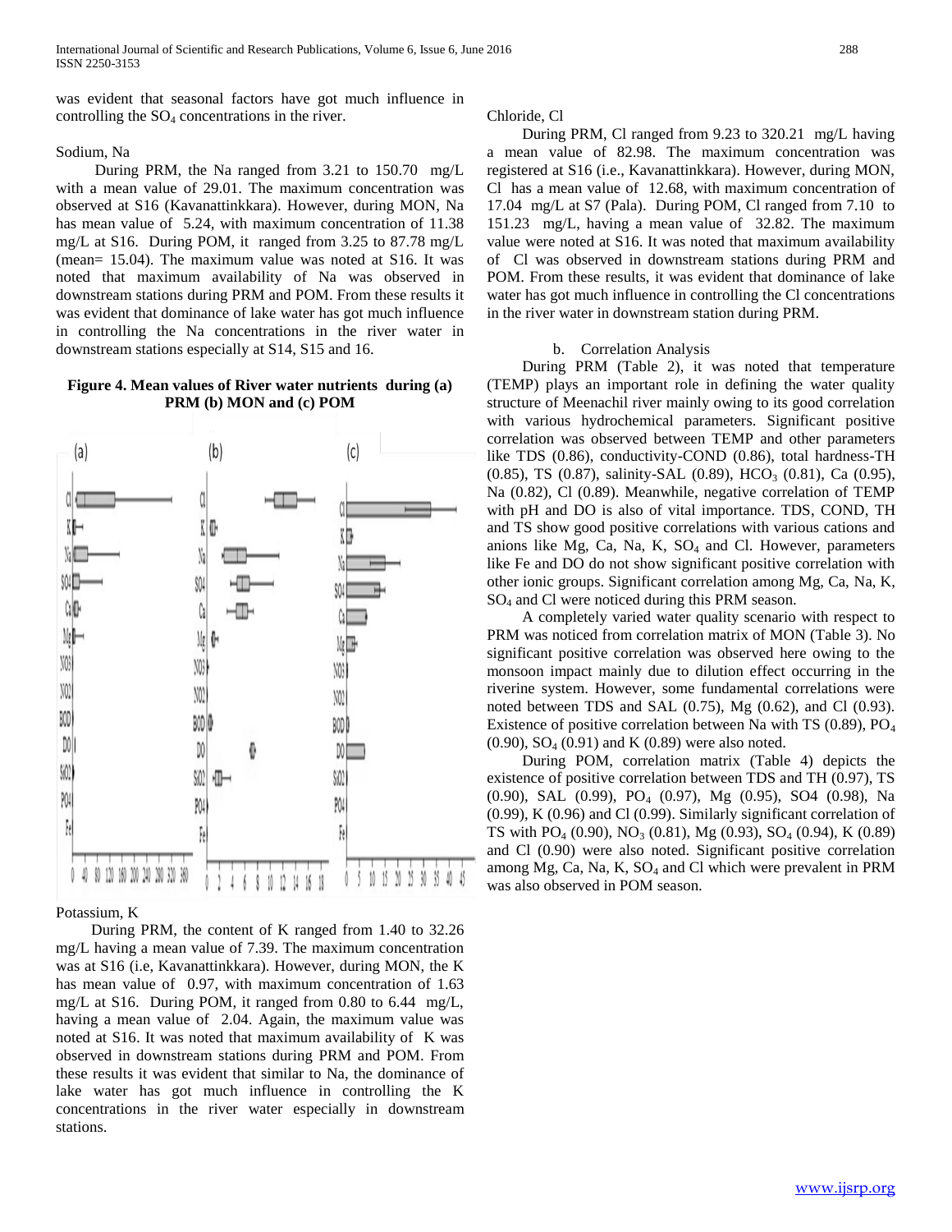was evident that seasonal factors have got much influence in controlling the $SO_4$ concentrations in the river.

Sodium, Na

During PRM, the Na ranged from 3.21 to 150.70 mg/L with a mean value of 29.01. The maximum concentration was observed at S16 (Kavanattinkkara). However, during MON, Na has mean value of 5.24, with maximum concentration of 11.38 mg/L at S16. During POM, it ranged from 3.25 to 87.78 mg/L (mean= 15.04). The maximum value was noted at S16. It was noted that maximum availability of Na was observed in downstream stations during PRM and POM. From these results it was evident that dominance of lake water has got much influence in controlling the Na concentrations in the river water in downstream stations especially at S14, S15 and 16.

**Figure 4. Mean values of River water nutrients during (a) PRM (b) MON and (c) POM**

Potassium, K

During PRM, the content of K ranged from 1.40 to 32.26 mg/L having a mean value of 7.39. The maximum concentration was at S16 (i.e, Kavanattinkkara). However, during MON, the K has mean value of 0.97, with maximum concentration of 1.63 mg/L at S16. During POM, it ranged from 0.80 to 6.44 mg/L, having a mean value of 2.04. Again, the maximum value was noted at S16. It was noted that maximum availability of K was observed in downstream stations during PRM and POM. From these results it was evident that similar to Na, the dominance of lake water has got much influence in controlling the K concentrations in the river water especially in downstream stations.

Chloride, Cl

During PRM, Cl ranged from 9.23 to 320.21 mg/L having a mean value of 82.98. The maximum concentration was registered at S16 (i.e., Kavanattinkkara). However, during MON, Cl has a mean value of 12.68, with maximum concentration of 17.04 mg/L at S7 (Pala). During POM, Cl ranged from 7.10 to 151.23 mg/L, having a mean value of 32.82. The maximum value were noted at S16. It was noted that maximum availability of Cl was observed in downstream stations during PRM and POM. From these results, it was evident that dominance of lake water has got much influence in controlling the Cl concentrations in the river water in downstream station during PRM.

b. Correlation Analysis

During PRM (Table 2), it was noted that temperature (TEMP) plays an important role in defining the water quality structure of Meenachil river mainly owing to its good correlation with various hydrochemical parameters. Significant positive correlation was observed between TEMP and other parameters like TDS (0.86), conductivity-COND (0.86), total hardness-TH (0.85), TS (0.87), salinity-SAL (0.89), $HCO_3$ (0.81), Ca (0.95), Na (0.82), Cl (0.89). Meanwhile, negative correlation of TEMP with pH and DO is also of vital importance. TDS, COND, TH and TS show good positive correlations with various cations and anions like Mg, Ca, Na, K, $SO_4$ and Cl. However, parameters like Fe and DO do not show significant positive correlation with other ionic groups. Significant correlation among Mg, Ca, Na, K, $SO_4$ and Cl were noticed during this PRM season.

A completely varied water quality scenario with respect to PRM was noticed from correlation matrix of MON (Table 3). No significant positive correlation was observed here owing to the monsoon impact mainly due to dilution effect occurring in the riverine system. However, some fundamental correlations were noted between TDS and SAL (0.75), Mg (0.62), and Cl (0.93). Existence of positive correlation between Na with TS (0.89), $PO_4$ (0.90), $SO_4$ (0.91) and K (0.89) were also noted.

During POM, correlation matrix (Table 4) depicts the existence of positive correlation between TDS and TH (0.97), TS (0.90), SAL (0.99), $PO_4$ (0.97), Mg (0.95), SO4 (0.98), Na (0.99), K (0.96) and Cl (0.99). Similarly significant correlation of TS with $PO_4$ (0.90), $NO_3$ (0.81), Mg (0.93), $SO_4$ (0.94), K (0.89) and Cl (0.90) were also noted. Significant positive correlation among Mg, Ca, Na, K, $SO_4$ and Cl which were prevalent in PRM was also observed in POM season.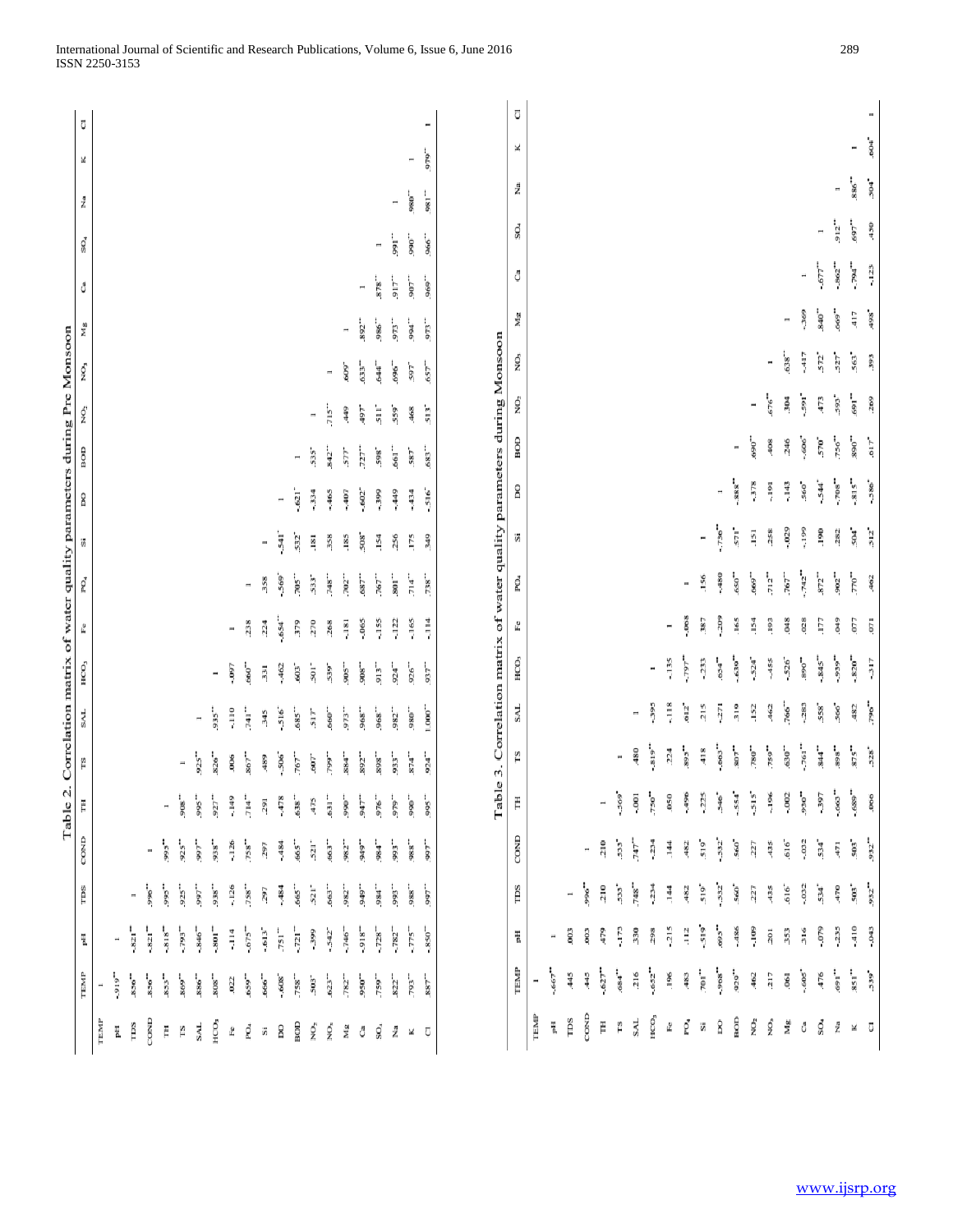**Table 2. Correlation matrix of water quality parameters during Pre Monsoon**

| | TEMP | pH | TDS | COND | TH | TS | SAL | $HCO_3$ | Fe | $PO_4$ | Si | DO | BOD | $NO_2$ | $NO_3$ | Mg | Ca | $SO_4$ | Na | K | Cl |
|---|---|---|---|---|---|---|---|---|---|---|---|---|---|---|---|---|---|---|---|---|---|
| TEMP | 1 | | | | | | | | | | | | | | | | | | | | |
| pH | -.919** | 1 | | | | | | | | | | | | | | | | | | | |
| TDS | .856** | -.821** | 1 | | | | | | | | | | | | | | | | | | |
| COND | .856** | -.821** | .996** | 1 | | | | | | | | | | | | | | | | | |
| TH | .853** | -.818** | .992** | .993** | 1 | | | | | | | | | | | | | | | | |
| TS | .869** | -.793** | .925** | .925** | .908** | 1 | | | | | | | | | | | | | | | |
| SAL | .886** | -.846** | .997** | .997** | .995** | .925** | 1 | | | | | | | | | | | | | | |
| $HCO_3$ | .808** | -.801** | .938** | .938** | .927** | .826** | .935** | 1 | | | | | | | | | | | | | |
| Fe | .022 | -.114 | -.126 | -.126 | -.149 | .006 | -.110 | -.097 | 1 | | | | | | | | | | | | |
| $PO_4$ | .659** | -.675** | .758** | .758** | .714** | .867** | .741** | .660** | .238 | 1 | | | | | | | | | | | |
| Si | .666** | -.613* | .297 | .297 | .291 | .489 | .345 | .331 | .224 | .358 | 1 | | | | | | | | | | |
| DO | -.608* | .751** | -.484 | -.484 | -.478 | -.506* | -.516* | -.462 | -.654** | -.569* | -.541* | 1 | | | | | | | | | |
| BOD | .758** | -.721** | .665** | .665** | .638** | .767** | .685** | .603* | .379 | .705** | .532* | -.621* | 1 | | | | | | | | |
| $NO_2$ | .503* | -.399 | .521* | .521* | .475 | .607* | .517* | .501* | .270 | .533* | .181 | -.334 | .535* | 1 | | | | | | | |
| $NO_3$ | .623** | -.542* | .663** | .663** | .631** | .799** | .660** | .539* | .268 | .748** | .358 | -.465 | .842** | .715** | 1 | | | | | | |
| Mg | .782** | -.746** | .982** | .982** | .990** | .884** | .973** | .905** | -.181 | .702** | .185 | -.407 | .577* | .449 | .609* | 1 | | | | | |
| Ca | .950** | -.918** | .949** | .949** | .947** | .892** | .968** | .908** | -.065 | .687** | .508* | -.602* | .727** | .497 | .633** | .892** | 1 | | | | |
| $SO_4$ | .759** | -.728** | .984** | .984** | .976** | .898** | .968** | .913** | -.155 | .767** | .154 | -.399 | .598* | .511* | .644** | .986** | .878** | 1 | | | |
| Na | .822** | -.782** | .993** | .993** | .979** | .933** | .982** | .924** | -.122 | .801** | .256 | -.449 | .661** | .559* | .696** | .973** | .917** | .991** | 1 | | |
| K | .793** | -.775** | .988** | .988** | .990** | .874** | .980** | .926** | -.165 | .714** | .175 | -.434 | .587* | .468 | .597* | .994** | .907** | .990** | .980** | 1 | |
| Cl | .887** | -.850** | .997** | .997** | .995** | .924** | 1.000** | .937** | -.114 | .738** | .349 | -.516* | .683** | .513 | .657** | .973** | .969** | .966** | .981** | .979** | 1 |

**Table 3. Correlation matrix of water quality parameters during Monsoon**

| | TEMP | pH | TDS | COND | TH | TS | SAL | $HCO_3$ | Fe | $PO_4$ | Si | DO | BOD | $NO_2$ | $NO_3$ | Mg | Ca | $SO_4$ | Na | K | Cl |
|---|---|---|---|---|---|---|---|---|---|---|---|---|---|---|---|---|---|---|---|---|---|
| TEMP | 1 | | | | | | | | | | | | | | | | | | | | |
| pH | -.667** | 1 | | | | | | | | | | | | | | | | | | | |
| TDS | .445 | .003 | 1 | | | | | | | | | | | | | | | | | | |
| COND | .445 | .003 | .996** | 1 | | | | | | | | | | | | | | | | | |
| TH | -.627** | .479 | .210 | .210 | 1 | | | | | | | | | | | | | | | | |
| TS | .684** | -.173 | .535* | .535* | -.569* | 1 | | | | | | | | | | | | | | | |
| SAL | .216 | .330 | .748** | .747** | -.001 | .480 | 1 | | | | | | | | | | | | | | |
| $HCO_3$ | -.652** | .298 | -.234 | -.234 | .750** | -.819** | -.395 | 1 | | | | | | | | | | | | | |
| Fe | .196 | -.215 | .144 | .144 | .050 | .224 | -.118 | -.135 | 1 | | | | | | | | | | | | |
| $PO_4$ | .483 | .112 | .482 | .482 | -.496 | .893** | .612* | -.797** | -.068 | 1 | | | | | | | | | | | |
| Si | .701** | -.519* | .519* | .519* | -.225 | .418 | .215 | -.233 | .387 | .156 | 1 | | | | | | | | | | |
| DO | -.968** | .692** | -.332* | -.332* | .546* | -.863** | -.271 | .654** | -.209 | -.480 | -.736** | 1 | | | | | | | | | |
| BOD | .920** | -.486 | .560* | .560* | -.554* | .807** | .310 | -.630** | .165 | .650** | .571* | -.888** | 1 | | | | | | | | |
| $NO_2$ | .462 | -.109 | .227 | .227 | -.515* | .780** | .152 | -.524* | .154 | .669** | .151 | -.378 | .690** | 1 | | | | | | | |
| $NO_3$ | .217 | .201 | .435 | .435 | -.196 | .759** | .462 | -.455 | .193 | .712** | .258 | -.191 | .408 | .676** | 1 | | | | | | |
| Mg | .061 | .353 | .616* | .616* | -.002 | .630** | .766** | -.526* | .048 | .767** | -.029 | -.143 | .246 | .304 | .638** | 1 | | | | | |
| Ca | -.605* | .316 | -.032 | -.032 | .930** | -.761** | -.283 | .890** | .028 | -.742** | -.199 | .560* | -.606* | -.591* | -.417 | -.369 | 1 | | | | |
| $SO_4$ | .476 | -.079 | .534* | .534* | -.397 | .844** | .558* | -.845** | .177 | .872** | .190 | -.544* | .570* | .473 | .572* | .840** | -.677** | 1 | | | |
| Na | .691** | -.235 | .470 | .471 | -.663** | .898** | .566* | -.939** | .049 | .902** | .282 | -.708** | .750** | .593* | .527* | .669** | -.862** | .912** | 1 | | |
| K | .851** | -.410 | .503* | .503* | -.689** | .875** | .482 | -.820** | .077 | .770** | .504* | -.815** | .890** | .691** | .563* | .417 | -.794** | .697** | .886** | 1 | |
| Cl | .539* | -.043 | .932** | .932** | .006 | .528* | .796** | -.317 | .071 | .462 | .312* | -.386* | .617* | .269 | .393 | .498* | -.123 | .430 | .904* | .604* | 1 |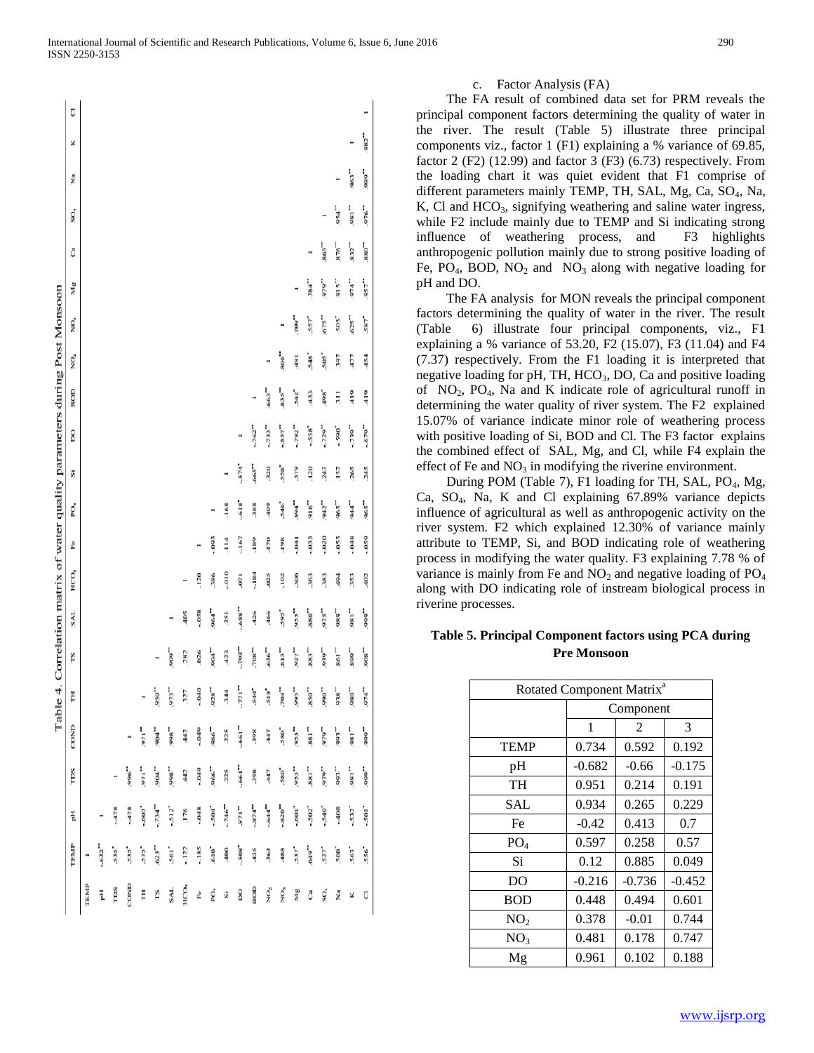**Table 4. Correlation matrix of water quality parameters during Post Monsoon**

| | TEMP | pH | TDS | COND | TH | TS | SAL | $HCO_3$ | Fe | $PO_4$ | Si | DO | BOD | $NO_2$ | $NO_3$ | Mg | Ca | $SO_4$ | Na | K | Cl |
|---|---|---|---|---|---|---|---|---|---|---|---|---|---|---|---|---|---|---|---|---|---|
| TEMP | 1 | | | | | | | | | | | | | | | | | | | | |
| pH | -.632** | 1 | | | | | | | | | | | | | | | | | | | |
| TDS | .535* | -.478 | 1 | | | | | | | | | | | | | | | | | | |
| COND | .535* | -.478 | .996** | 1 | | | | | | | | | | | | | | | | | |
| TH | .575* | -.603* | .971** | .971** | 1 | | | | | | | | | | | | | | | | |
| TS | .623** | -.734** | .904** | .904** | .950** | 1 | | | | | | | | | | | | | | | |
| SAL | .561* | -.512* | .998** | .998** | .973** | .909** | 1 | | | | | | | | | | | | | | |
| $HCO_3$ | -.122 | .176 | .442 | .442 | .327 | .282 | .405 | 1 | | | | | | | | | | | | | |
| Fe | -.185 | -.048 | -.040 | -.049 | -.040 | .026 | -.058 | .120 | 1 | | | | | | | | | | | | |
| $PO_4$ | .610* | -.504* | .966** | .966** | .928** | .904** | .964** | .386 | -.003 | 1 | | | | | | | | | | | |
| Si | .400 | -.746** | .225 | .225 | .344 | .423 | .251 | -.010 | .114 | .168 | 1 | | | | | | | | | | |
| DO | -.508* | .871** | -.661** | -.661** | -.771** | -.703** | -.688** | .071 | -.167 | -.618* | -.574* | 1 | | | | | | | | | |
| BOD | .435 | -.874** | .398 | .398 | .540* | .708** | .426 | -.184 | .189 | .388 | .663** | -.762** | 1 | | | | | | | | |
| $NO_2$ | .363 | -.644** | .447 | .447 | .518* | .636** | .466 | .025 | .470 | .409 | .320 | -.733** | .663** | 1 | | | | | | | |
| $NO_3$ | .488 | -.820** | .580* | .580* | .704** | .813** | .595* | .102 | .198 | .546* | .558* | -.857** | .835** | .806** | 1 | | | | | | |
| Mg | .537* | -.601* | .953** | .953** | .993** | .927** | .953** | .306 | -.041 | .894** | .379 | -.792** | .542* | .491 | .709** | 1 | | | | | |
| Ca | .649** | -.502* | .881** | .881** | .850** | .883** | .880** | .363 | -.033 | .916** | .120 | -.538* | .433 | .548* | .557* | .784** | 1 | | | | |
| $SO_4$ | .527* | -.540* | .979** | .979** | .990** | .939** | .975** | .383 | -.020 | .942** | .247 | -.729** | .498* | .505* | .675** | .979** | .863** | 1 | | | |
| Na | .500* | -.400 | .993** | .993** | .938** | .861** | .989** | .404 | -.053 | .965** | .157 | -.590* | .311 | .397 | .505* | .915** | .876** | .954** | 1 | | |
| K | .563* | -.532* | .981** | .981** | .980** | .890** | .981** | .353 | -.048 | .944** | .265 | -.730** | .410 | .477 | .625** | .974** | .832** | .981** | .963** | 1 | |
| Cl | .556* | -.501* | .999** | .999** | .974** | .908** | .999** | .402 | -.050 | .965** | .245 | -.670** | .410 | .454 | .587* | .957** | .880** | .976** | .989** | .983** | 1 |

c. Factor Analysis (FA)

The FA result of combined data set for PRM reveals the principal component factors determining the quality of water in the river. The result (Table 5) illustrate three principal components viz., factor 1 (F1) explaining a % variance of 69.85, factor 2 (F2) (12.99) and factor 3 (F3) (6.73) respectively. From the loading chart it was quiet evident that F1 comprise of different parameters mainly TEMP, TH, SAL, Mg, Ca, $SO_4$, Na, K, Cl and $HCO_3$, signifying weathering and saline water ingress, while F2 include mainly due to TEMP and Si indicating strong influence of weathering process, and F3 highlights anthropogenic pollution mainly due to strong positive loading of Fe, $PO_4$, BOD, $NO_2$ and $NO_3$ along with negative loading for pH and DO.

The FA analysis for MON reveals the principal component factors determining the quality of water in the river. The result (Table 6) illustrate four principal components, viz., F1 explaining a % variance of 53.20, F2 (15.07), F3 (11.04) and F4 (7.37) respectively. From the F1 loading it is interpreted that negative loading for pH, TH, $HCO_3$, DO, Ca and positive loading of $NO_2$, $PO_4$, Na and K indicate role of agricultural runoff in determining the water quality of river system. The F2 explained 15.07% of variance indicate minor role of weathering process with positive loading of Si, BOD and Cl. The F3 factor explains the combined effect of SAL, Mg, and Cl, while F4 explain the effect of Fe and $NO_3$ in modifying the riverine environment.

During POM (Table 7), F1 loading for TH, SAL, $PO_4$, Mg, Ca, $SO_4$, Na, K and Cl explaining 67.89% variance depicts influence of agricultural as well as anthropogenic activity on the river system. F2 which explained 12.30% of variance mainly attribute to TEMP, Si, and BOD indicating role of weathering process in modifying the water quality. F3 explaining 7.78 % of variance is mainly from Fe and $NO_2$ and negative loading of $PO_4$ along with DO indicating role of instream biological process in riverine processes.

**Table 5. Principal Component factors using PCA during Pre Monsoon**

| Rotated Component Matrix[a] | | | |
|---|---|---|---|
| | Component | | |
| | 1 | 2 | 3 |
| TEMP | 0.734 | 0.592 | 0.192 |
| pH | -0.682 | -0.66 | -0.175 |
| TH | 0.951 | 0.214 | 0.191 |
| SAL | 0.934 | 0.265 | 0.229 |
| Fe | -0.42 | 0.413 | 0.7 |
| $PO_4$ | 0.597 | 0.258 | 0.57 |
| Si | 0.12 | 0.885 | 0.049 |
| DO | -0.216 | -0.736 | -0.452 |
| BOD | 0.448 | 0.494 | 0.601 |
| $NO_2$ | 0.378 | -0.01 | 0.744 |
| $NO_3$ | 0.481 | 0.178 | 0.747 |
| Mg | 0.961 | 0.102 | 0.188 |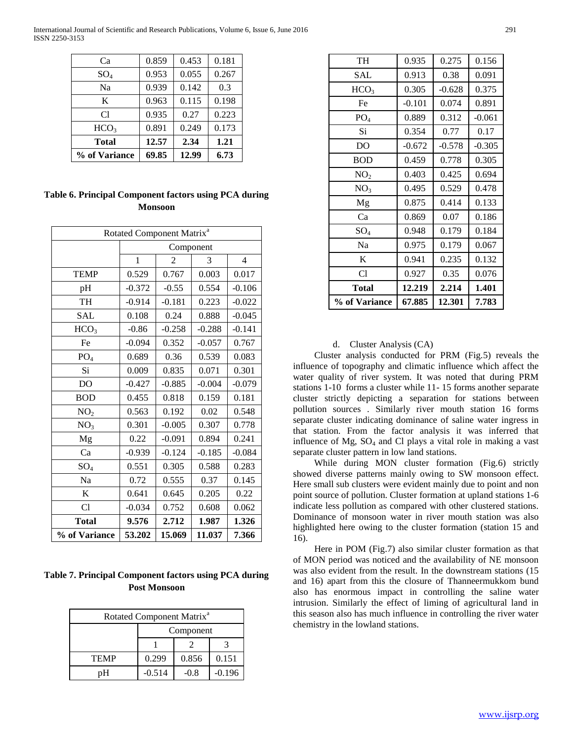| Ca | 0.859 | 0.453 | 0.181 |
|---|---|---|---|
| $SO_4$ | 0.953 | 0.055 | 0.267 |
| Na | 0.939 | 0.142 | 0.3 |
| K | 0.963 | 0.115 | 0.198 |
| Cl | 0.935 | 0.27 | 0.223 |
| $HCO_3$ | 0.891 | 0.249 | 0.173 |
| **Total** | **12.57** | **2.34** | **1.21** |
| **% of Variance** | **69.85** | **12.99** | **6.73** |

**Table 6. Principal Component factors using PCA during Monsoon**

| Rotated Component Matrix[a] | | | | |
|---|---|---|---|---|
| | Component | | | |
| | 1 | 2 | 3 | 4 |
| TEMP | 0.529 | 0.767 | 0.003 | 0.017 |
| pH | -0.372 | -0.55 | 0.554 | -0.106 |
| TH | -0.914 | -0.181 | 0.223 | -0.022 |
| SAL | 0.108 | 0.24 | 0.888 | -0.045 |
| $HCO_3$ | -0.86 | -0.258 | -0.288 | -0.141 |
| Fe | -0.094 | 0.352 | -0.057 | 0.767 |
| $PO_4$ | 0.689 | 0.36 | 0.539 | 0.083 |
| Si | 0.009 | 0.835 | 0.071 | 0.301 |
| DO | -0.427 | -0.885 | -0.004 | -0.079 |
| BOD | 0.455 | 0.818 | 0.159 | 0.181 |
| $NO_2$ | 0.563 | 0.192 | 0.02 | 0.548 |
| $NO_3$ | 0.301 | -0.005 | 0.307 | 0.778 |
| Mg | 0.22 | -0.091 | 0.894 | 0.241 |
| Ca | -0.939 | -0.124 | -0.185 | -0.084 |
| $SO_4$ | 0.551 | 0.305 | 0.588 | 0.283 |
| Na | 0.72 | 0.555 | 0.37 | 0.145 |
| K | 0.641 | 0.645 | 0.205 | 0.22 |
| Cl | -0.034 | 0.752 | 0.608 | 0.062 |
| **Total** | **9.576** | **2.712** | **1.987** | **1.326** |
| **% of Variance** | **53.202** | **15.069** | **11.037** | **7.366** |

**Table 7. Principal Component factors using PCA during Post Monsoon**

| Rotated Component Matrix[a] | | | |
|---|---|---|---|
| | Component | | |
| | 1 | 2 | 3 |
| TEMP | 0.299 | 0.856 | 0.151 |
| pH | -0.514 | -0.8 | -0.196 |
| TH | 0.935 | 0.275 | 0.156 |
| SAL | 0.913 | 0.38 | 0.091 |
| $HCO_3$ | 0.305 | -0.628 | 0.375 |
| Fe | -0.101 | 0.074 | 0.891 |
| $PO_4$ | 0.889 | 0.312 | -0.061 |
| Si | 0.354 | 0.77 | 0.17 |
| DO | -0.672 | -0.578 | -0.305 |
| BOD | 0.459 | 0.778 | 0.305 |
| $NO_2$ | 0.403 | 0.425 | 0.694 |
| $NO_3$ | 0.495 | 0.529 | 0.478 |
| Mg | 0.875 | 0.414 | 0.133 |
| Ca | 0.869 | 0.07 | 0.186 |
| $SO_4$ | 0.948 | 0.179 | 0.184 |
| Na | 0.975 | 0.179 | 0.067 |
| K | 0.941 | 0.235 | 0.132 |
| Cl | 0.927 | 0.35 | 0.076 |
| **Total** | **12.219** | **2.214** | **1.401** |
| **% of Variance** | **67.885** | **12.301** | **7.783** |

d. Cluster Analysis (CA)

Cluster analysis conducted for PRM (Fig.5) reveals the influence of topography and climatic influence which affect the water quality of river system. It was noted that during PRM stations 1-10 forms a cluster while 11- 15 forms another separate cluster strictly depicting a separation for stations between pollution sources . Similarly river mouth station 16 forms separate cluster indicating dominance of saline water ingress in that station. From the factor analysis it was inferred that influence of Mg, $SO_4$ and Cl plays a vital role in making a vast separate cluster pattern in low land stations.

While during MON cluster formation (Fig.6) strictly showed diverse patterns mainly owing to SW monsoon effect. Here small sub clusters were evident mainly due to point and non point source of pollution. Cluster formation at upland stations 1-6 indicate less pollution as compared with other clustered stations. Dominance of monsoon water in river mouth station was also highlighted here owing to the cluster formation (station 15 and 16).

Here in POM (Fig.7) also similar cluster formation as that of MON period was noticed and the availability of NE monsoon was also evident from the result. In the downstream stations (15 and 16) apart from this the closure of Thanneermukkom bund also has enormous impact in controlling the saline water intrusion. Similarly the effect of liming of agricultural land in this season also has much influence in controlling the river water chemistry in the lowland stations.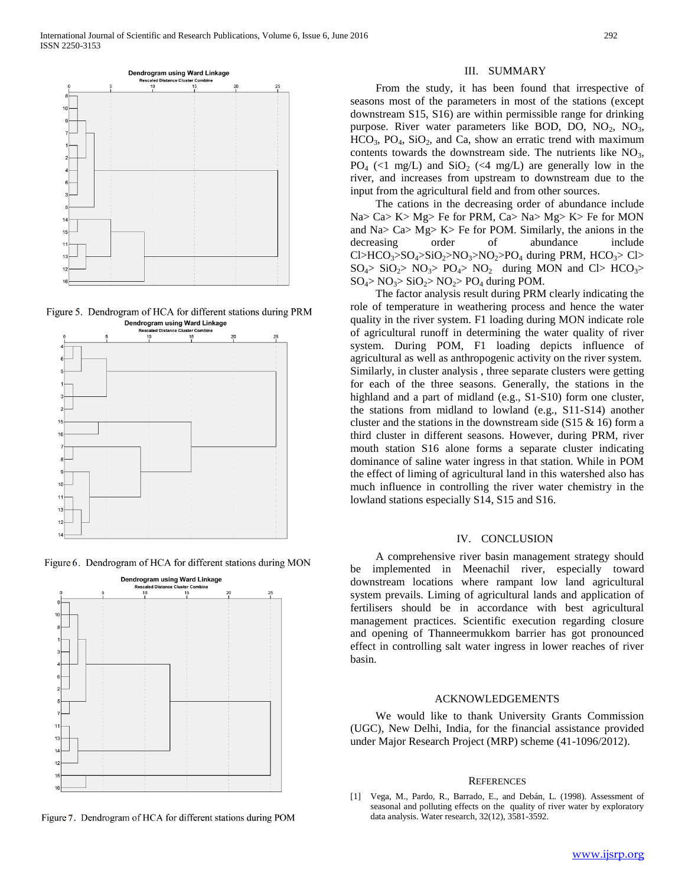Figure 5. Dendrogram of HCA for different stations during PRM

Figure 6. Dendrogram of HCA for different stations during MON

Figure 7. Dendrogram of HCA for different stations during POM

## III. SUMMARY

From the study, it has been found that irrespective of seasons most of the parameters in most of the stations (except downstream S15, S16) are within permissible range for drinking purpose. River water parameters like BOD, DO, $NO_2$, $NO_3$, $HCO_3$, $PO_4$, $SiO_2$, and Ca, show an erratic trend with maximum contents towards the downstream side. The nutrients like $NO_3$, $PO_4$ (<1 mg/L) and $SiO_2$ (<4 mg/L) are generally low in the river, and increases from upstream to downstream due to the input from the agricultural field and from other sources.

The cations in the decreasing order of abundance include Na> Ca> K> Mg> Fe for PRM, Ca> Na> Mg> K> Fe for MON and Na> Ca> Mg> K> Fe for POM. Similarly, the anions in the decreasing order of abundance include Cl>$HCO_3$>$SO_4$>$SiO_2$>$NO_3$>$NO_2$>$PO_4$ during PRM, $HCO_3$> Cl> $SO_4$> $SiO_2$> $NO_3$> $PO_4$> $NO_2$ during MON and Cl> $HCO_3$> $SO_4$> $NO_3$> $SiO_2$> $NO_2$> $PO_4$ during POM.

The factor analysis result during PRM clearly indicating the role of temperature in weathering process and hence the water quality in the river system. F1 loading during MON indicate role of agricultural runoff in determining the water quality of river system. During POM, F1 loading depicts influence of agricultural as well as anthropogenic activity on the river system. Similarly, in cluster analysis , three separate clusters were getting for each of the three seasons. Generally, the stations in the highland and a part of midland (e.g., S1-S10) form one cluster, the stations from midland to lowland (e.g., S11-S14) another cluster and the stations in the downstream side (S15 & 16) form a third cluster in different seasons. However, during PRM, river mouth station S16 alone forms a separate cluster indicating dominance of saline water ingress in that station. While in POM the effect of liming of agricultural land in this watershed also has much influence in controlling the river water chemistry in the lowland stations especially S14, S15 and S16.

## IV. CONCLUSION

A comprehensive river basin management strategy should be implemented in Meenachil river, especially toward downstream locations where rampant low land agricultural system prevails. Liming of agricultural lands and application of fertilisers should be in accordance with best agricultural management practices. Scientific execution regarding closure and opening of Thanneermukkom barrier has got pronounced effect in controlling salt water ingress in lower reaches of river basin.

## ACKNOWLEDGEMENTS

We would like to thank University Grants Commission (UGC), New Delhi, India, for the financial assistance provided under Major Research Project (MRP) scheme (41-1096/2012).

## REFERENCES

[1] Vega, M., Pardo, R., Barrado, E., and Debán, L. (1998). Assessment of seasonal and polluting effects on the quality of river water by exploratory data analysis. Water research, 32(12), 3581-3592.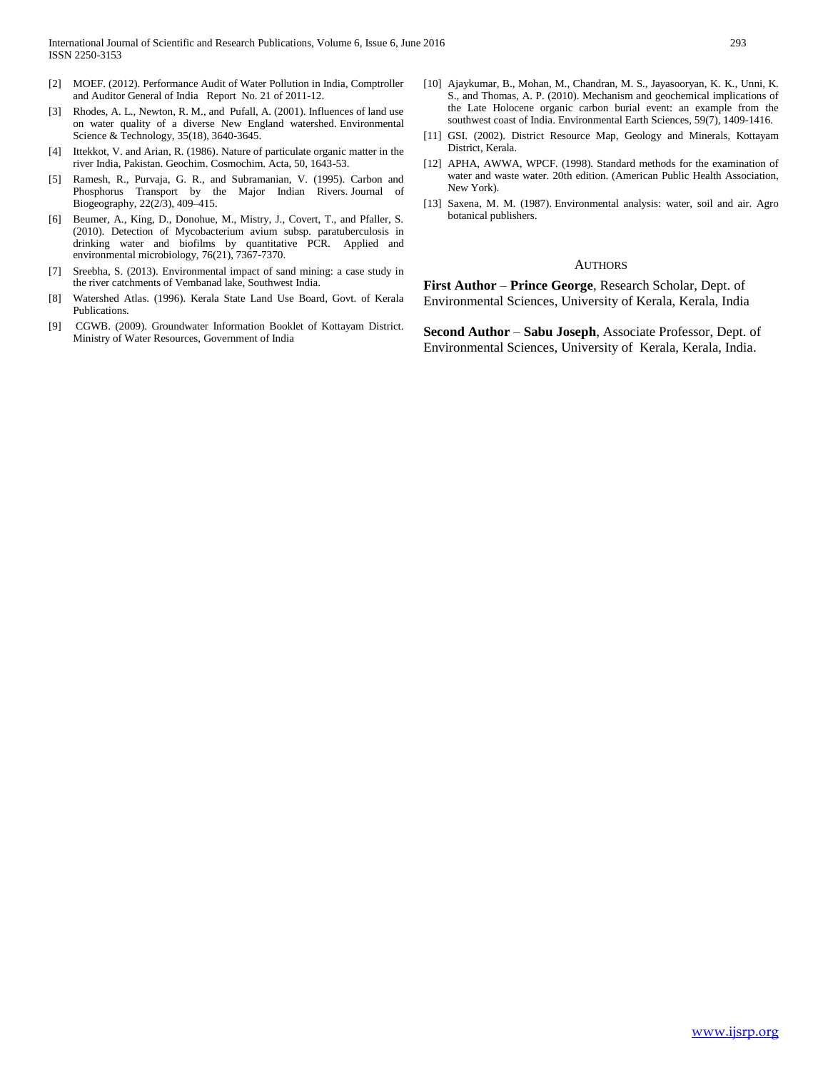[2] MOEF. (2012). Performance Audit of Water Pollution in India, Comptroller and Auditor General of India Report No. 21 of 2011-12.

[3] Rhodes, A. L., Newton, R. M., and Pufall, A. (2001). Influences of land use on water quality of a diverse New England watershed. Environmental Science & Technology, 35(18), 3640-3645.

[4] Ittekkot, V. and Arian, R. (1986). Nature of particulate organic matter in the river India, Pakistan. Geochim. Cosmochim. Acta, 50, 1643-53.

[5] Ramesh, R., Purvaja, G. R., and Subramanian, V. (1995). Carbon and Phosphorus Transport by the Major Indian Rivers. Journal of Biogeography, 22(2/3), 409–415.

[6] Beumer, A., King, D., Donohue, M., Mistry, J., Covert, T., and Pfaller, S. (2010). Detection of Mycobacterium avium subsp. paratuberculosis in drinking water and biofilms by quantitative PCR. Applied and environmental microbiology, 76(21), 7367-7370.

[7] Sreebha, S. (2013). Environmental impact of sand mining: a case study in the river catchments of Vembanad lake, Southwest India.

[8] Watershed Atlas. (1996). Kerala State Land Use Board, Govt. of Kerala Publications.

[9] CGWB. (2009). Groundwater Information Booklet of Kottayam District. Ministry of Water Resources, Government of India

[10] Ajaykumar, B., Mohan, M., Chandran, M. S., Jayasooryan, K. K., Unni, K. S., and Thomas, A. P. (2010). Mechanism and geochemical implications of the Late Holocene organic carbon burial event: an example from the southwest coast of India. Environmental Earth Sciences, 59(7), 1409-1416.

[11] GSI. (2002). District Resource Map, Geology and Minerals, Kottayam District, Kerala.

[12] APHA, AWWA, WPCF. (1998). Standard methods for the examination of water and waste water. 20th edition. (American Public Health Association, New York).

[13] Saxena, M. M. (1987). Environmental analysis: water, soil and air. Agro botanical publishers.

## AUTHORS

**First Author** – **Prince George**, Research Scholar, Dept. of Environmental Sciences, University of Kerala, Kerala, India

**Second Author** – **Sabu Joseph**, Associate Professor, Dept. of Environmental Sciences, University of Kerala, Kerala, India.